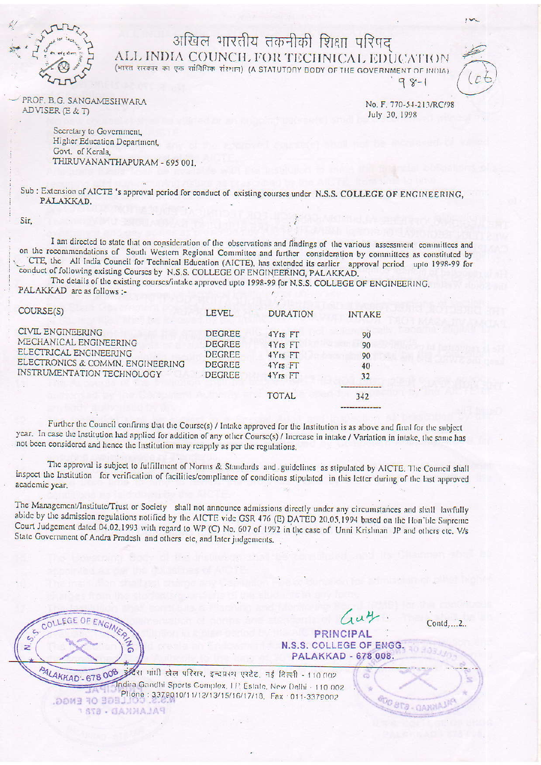# अखिल भारतीय तकनीकी शिक्षा परिषद
# ALL INDIA COUNCIL FOR TECHNICAL EDUCATION

(भारत सरकार का एक सांविधिक संस्थान) (A STATUTORY BODY OF THE GOVERNMENT OF INDIA)

PROF. B.G. SANGAMESHWARA
ADVISER (E & T)

No. F. 770-54-213/RC/98
July 30, 1998

Secretary to Government,
Higher Education Department,
Govt. of Kerala,
THIRUVANANTHAPURAM - 695 001.

Sub : Extension of AICTE 's approval period for conduct of existing courses under N.S.S. COLLEGE OF ENGINEERING, PALAKKAD.

Sir,

I am directed to state that on consideration of the observations and findings of the various assessment committees and on the recommendations of South Western Regional Committee and further consideration by committees as constituted by CTE, the All India Council for Technical Education (AICTE), has extended its earlier approval period upto 1998-99 for conduct of following existing Courses by N.S.S. COLLEGE OF ENGINEERING, PALAKKAD.

The details of the existing courses/intake approved upto 1998-99 for N.S.S. COLLEGE OF ENGINEERING, PALAKKAD are as follows :-

| COURSE(S) | LEVEL | DURATION | INTAKE |
|---|---|---|---|
| CIVIL ENGINEERING | DEGREE | 4Yrs FT | 90 |
| MECHANICAL ENGINEERING | DEGREE | 4Yrs FT | 90 |
| ELECTRICAL ENGINEERING | DEGREE | 4Yrs FT | 90 |
| ELECTRONICS & COMMN. ENGINEERING | DEGREE | 4Yrs FT | 40 |
| INSTRUMENTATION TECHNOLOGY | DEGREE | 4Yrs FT | 32 |
| | | TOTAL | 342 |

Further the Council confirms that the Course(s) / Intake approved for the Institution is as above and final for the subject year. In case the Institution had applied for addition of any other Course(s) / Increase in intake / Variation in intake, the same has not been considered and hence the Institution may reapply as per the regulations.

The approval is subject to fulfillment of Norms & Standards and guidelines as stipulated by AICTE. The Council shall inspect the Institution for verification of facilities/compliance of conditions stipulated in this letter during of the last approved academic year.

The Management/Institute/Trust or Society shall not announce admissions directly under any circumstances and shall lawfully abide by the admission regulations notified by the AICTE vide GSR 476 (E) DATED 20.05.1994 based on the Hon'ble Supreme Court Judgement dated 04.02.1993 with regard to WP (C) No. 607 of 1992 in the case of Unni Krishnan JP and others etc. V/s State Government of Andra Pradesh and others etc, and later judgements.

PRINCIPAL
N.S.S. COLLEGE OF ENGG.
PALAKKAD - 678 008.

Contd....2..

इंदिरा गांधी खेल परिसर, इन्द्रप्रस्थ एस्टेट, नई दिल्ली - 110 002
Indira Gandhi Sports Complex, I.P. Estate, New Delhi - 110 002
Phone : 3379010/11/12/13/15/16/17/18, Fax : 011-3379002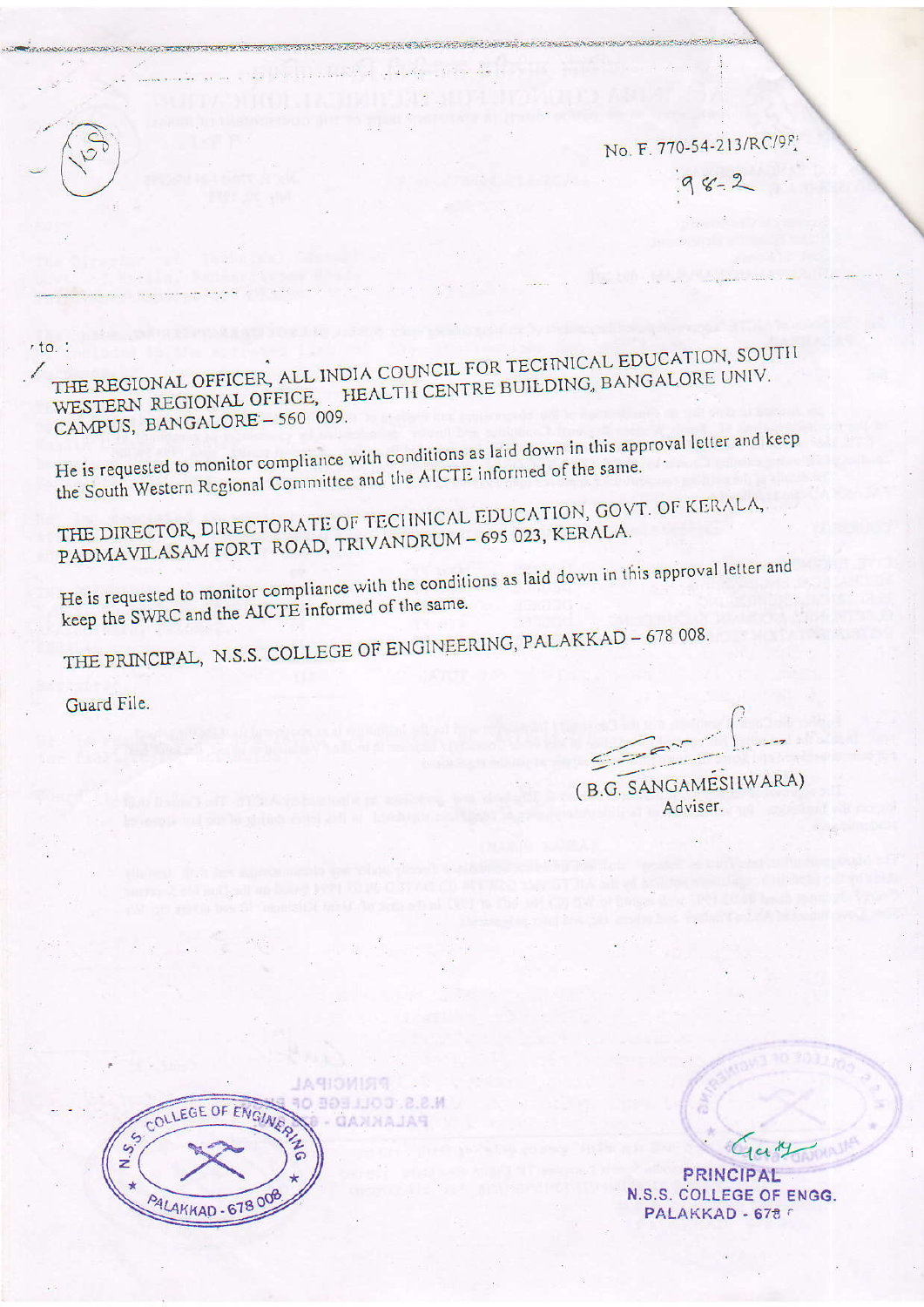No. F. 770-54-213/RC/98

98-2

Copy to :

THE REGIONAL OFFICER, ALL INDIA COUNCIL FOR TECHNICAL EDUCATION, SOUTH WESTERN REGIONAL OFFICE, HEALTH CENTRE BUILDING, BANGALORE UNIV. CAMPUS, BANGALORE – 560 009.

He is requested to monitor compliance with conditions as laid down in this approval letter and keep the South Western Regional Committee and the AICTE informed of the same.

THE DIRECTOR, DIRECTORATE OF TECHNICAL EDUCATION, GOVT. OF KERALA, PADMAVILASAM FORT ROAD, TRIVANDRUM – 695 023, KERALA.

He is requested to monitor compliance with the conditions as laid down in this approval letter and keep the SWRC and the AICTE informed of the same.

THE PRINCIPAL, N.S.S. COLLEGE OF ENGINEERING, PALAKKAD – 678 008.

Guard File.

(B.G. SANGAMESHWARA)
Adviser.

N.S.S. COLLEGE OF ENGINEERING, PALAKKAD - 678 008

PRINCIPAL
N.S.S. COLLEGE OF ENGG.
PALAKKAD - 678